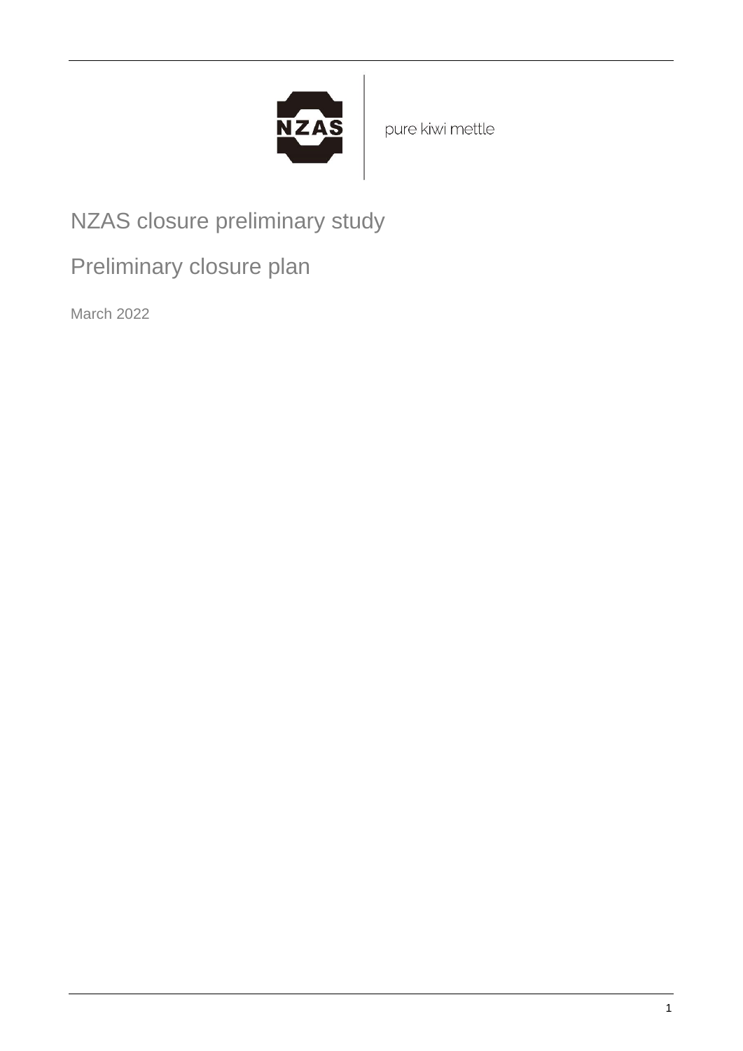NZAS

pure kiwi mettle

# NZAS closure preliminary study

## Preliminary closure plan

March 2022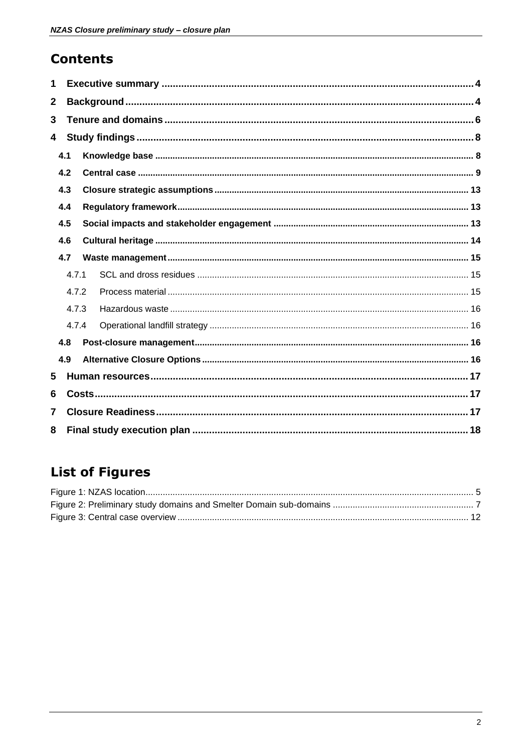# Contents

1 Executive summary ........................................ 4
2 Background ........................................ 4
3 Tenure and domains ........................................ 6
4 Study findings ........................................ 8
  4.1 Knowledge base ........................................ 8
  4.2 Central case ........................................ 9
  4.3 Closure strategic assumptions ........................................ 13
  4.4 Regulatory framework ........................................ 13
  4.5 Social impacts and stakeholder engagement ........................................ 13
  4.6 Cultural heritage ........................................ 14
  4.7 Waste management ........................................ 15
    4.7.1 SCL and dross residues ........................................ 15
    4.7.2 Process material ........................................ 15
    4.7.3 Hazardous waste ........................................ 16
    4.7.4 Operational landfill strategy ........................................ 16
  4.8 Post-closure management ........................................ 16
  4.9 Alternative Closure Options ........................................ 16
5 Human resources ........................................ 17
6 Costs ........................................ 17
7 Closure Readiness ........................................ 17
8 Final study execution plan ........................................ 18

# List of Figures

Figure 1: NZAS location ........................................ 5
Figure 2: Preliminary study domains and Smelter Domain sub-domains ........................................ 7
Figure 3: Central case overview ........................................ 12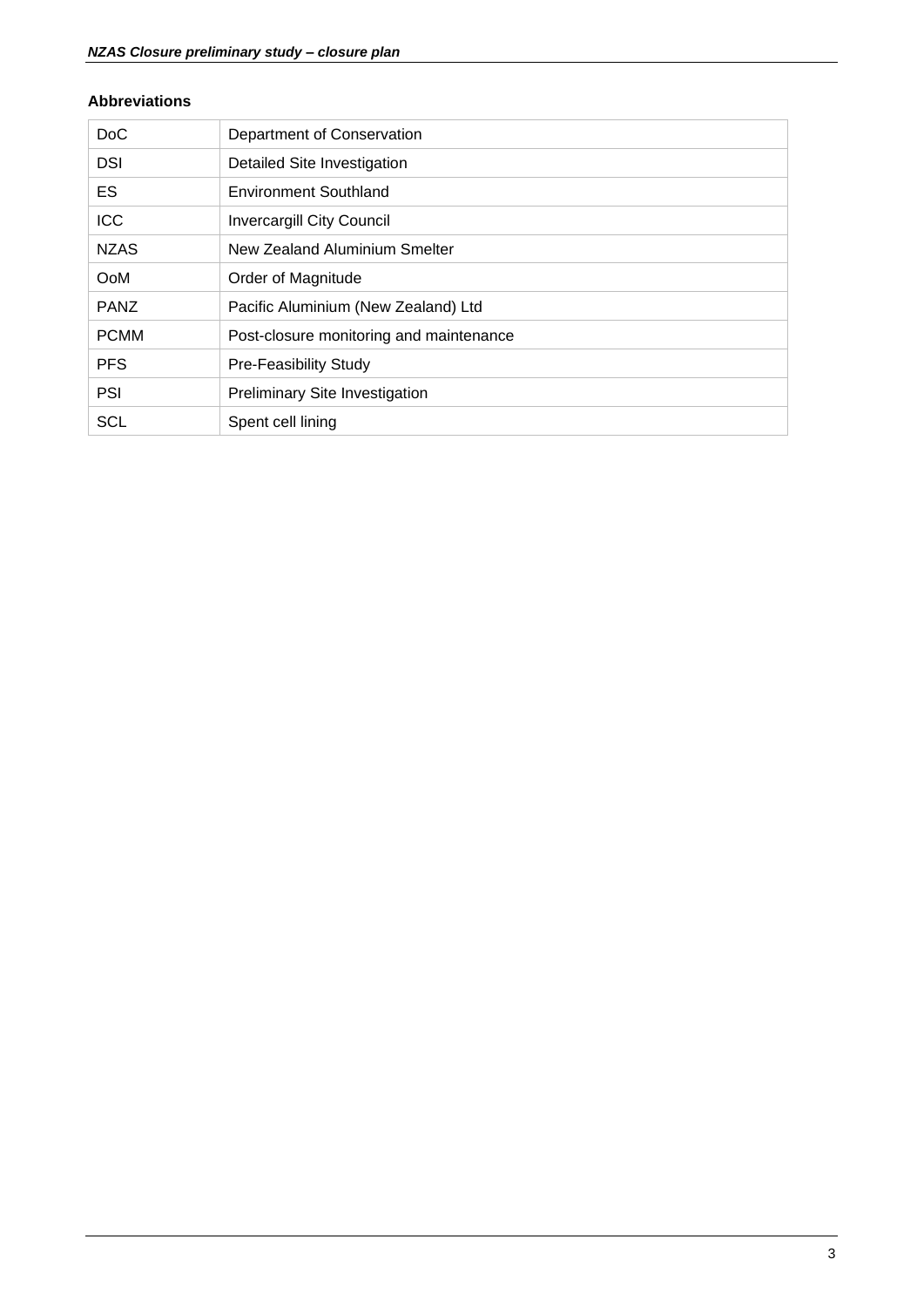**Abbreviations**

| | |
|---|---|
| DoC | Department of Conservation |
| DSI | Detailed Site Investigation |
| ES | Environment Southland |
| ICC | Invercargill City Council |
| NZAS | New Zealand Aluminium Smelter |
| OoM | Order of Magnitude |
| PANZ | Pacific Aluminium (New Zealand) Ltd |
| PCMM | Post-closure monitoring and maintenance |
| PFS | Pre-Feasibility Study |
| PSI | Preliminary Site Investigation |
| SCL | Spent cell lining |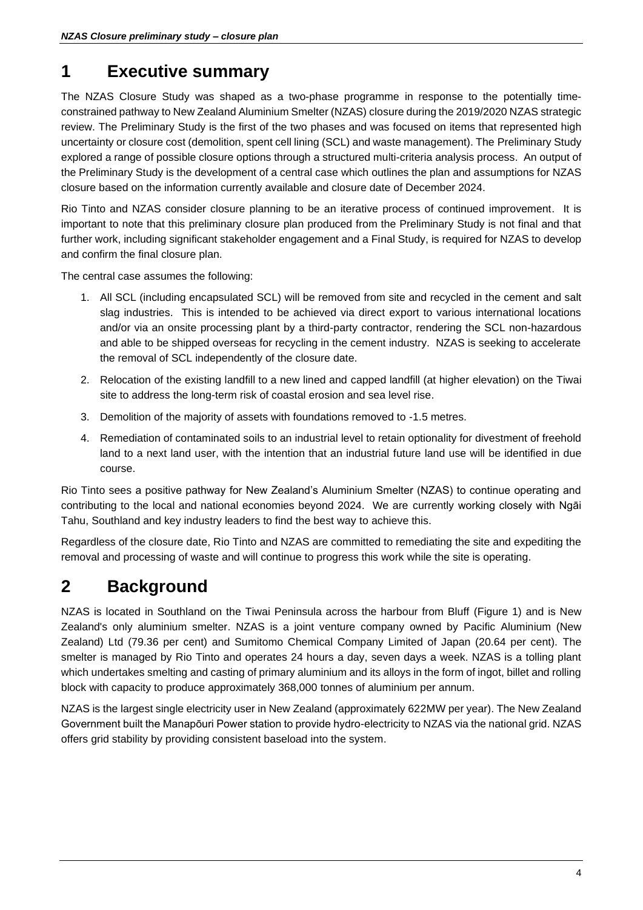# 1 Executive summary

The NZAS Closure Study was shaped as a two-phase programme in response to the potentially time-constrained pathway to New Zealand Aluminium Smelter (NZAS) closure during the 2019/2020 NZAS strategic review. The Preliminary Study is the first of the two phases and was focused on items that represented high uncertainty or closure cost (demolition, spent cell lining (SCL) and waste management). The Preliminary Study explored a range of possible closure options through a structured multi-criteria analysis process. An output of the Preliminary Study is the development of a central case which outlines the plan and assumptions for NZAS closure based on the information currently available and closure date of December 2024.

Rio Tinto and NZAS consider closure planning to be an iterative process of continued improvement. It is important to note that this preliminary closure plan produced from the Preliminary Study is not final and that further work, including significant stakeholder engagement and a Final Study, is required for NZAS to develop and confirm the final closure plan.

The central case assumes the following:

1. All SCL (including encapsulated SCL) will be removed from site and recycled in the cement and salt slag industries. This is intended to be achieved via direct export to various international locations and/or via an onsite processing plant by a third-party contractor, rendering the SCL non-hazardous and able to be shipped overseas for recycling in the cement industry. NZAS is seeking to accelerate the removal of SCL independently of the closure date.
2. Relocation of the existing landfill to a new lined and capped landfill (at higher elevation) on the Tiwai site to address the long-term risk of coastal erosion and sea level rise.
3. Demolition of the majority of assets with foundations removed to -1.5 metres.
4. Remediation of contaminated soils to an industrial level to retain optionality for divestment of freehold land to a next land user, with the intention that an industrial future land use will be identified in due course.

Rio Tinto sees a positive pathway for New Zealand's Aluminium Smelter (NZAS) to continue operating and contributing to the local and national economies beyond 2024. We are currently working closely with Ngāi Tahu, Southland and key industry leaders to find the best way to achieve this.

Regardless of the closure date, Rio Tinto and NZAS are committed to remediating the site and expediting the removal and processing of waste and will continue to progress this work while the site is operating.

# 2 Background

NZAS is located in Southland on the Tiwai Peninsula across the harbour from Bluff (Figure 1) and is New Zealand's only aluminium smelter. NZAS is a joint venture company owned by Pacific Aluminium (New Zealand) Ltd (79.36 per cent) and Sumitomo Chemical Company Limited of Japan (20.64 per cent). The smelter is managed by Rio Tinto and operates 24 hours a day, seven days a week. NZAS is a tolling plant which undertakes smelting and casting of primary aluminium and its alloys in the form of ingot, billet and rolling block with capacity to produce approximately 368,000 tonnes of aluminium per annum.

NZAS is the largest single electricity user in New Zealand (approximately 622MW per year). The New Zealand Government built the Manapōuri Power station to provide hydro-electricity to NZAS via the national grid. NZAS offers grid stability by providing consistent baseload into the system.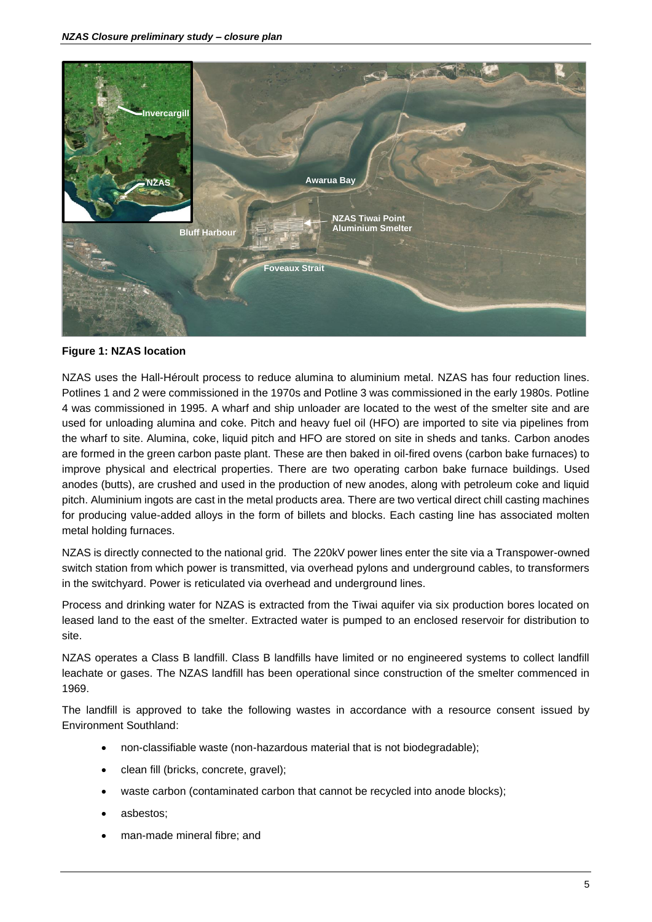**Figure 1: NZAS location**

NZAS uses the Hall-Héroult process to reduce alumina to aluminium metal. NZAS has four reduction lines. Potlines 1 and 2 were commissioned in the 1970s and Potline 3 was commissioned in the early 1980s. Potline 4 was commissioned in 1995. A wharf and ship unloader are located to the west of the smelter site and are used for unloading alumina and coke. Pitch and heavy fuel oil (HFO) are imported to site via pipelines from the wharf to site. Alumina, coke, liquid pitch and HFO are stored on site in sheds and tanks. Carbon anodes are formed in the green carbon paste plant. These are then baked in oil-fired ovens (carbon bake furnaces) to improve physical and electrical properties. There are two operating carbon bake furnace buildings. Used anodes (butts), are crushed and used in the production of new anodes, along with petroleum coke and liquid pitch. Aluminium ingots are cast in the metal products area. There are two vertical direct chill casting machines for producing value-added alloys in the form of billets and blocks. Each casting line has associated molten metal holding furnaces.

NZAS is directly connected to the national grid. The 220kV power lines enter the site via a Transpower-owned switch station from which power is transmitted, via overhead pylons and underground cables, to transformers in the switchyard. Power is reticulated via overhead and underground lines.

Process and drinking water for NZAS is extracted from the Tiwai aquifer via six production bores located on leased land to the east of the smelter. Extracted water is pumped to an enclosed reservoir for distribution to site.

NZAS operates a Class B landfill. Class B landfills have limited or no engineered systems to collect landfill leachate or gases. The NZAS landfill has been operational since construction of the smelter commenced in 1969.

The landfill is approved to take the following wastes in accordance with a resource consent issued by Environment Southland:

- non-classifiable waste (non-hazardous material that is not biodegradable);
- clean fill (bricks, concrete, gravel);
- waste carbon (contaminated carbon that cannot be recycled into anode blocks);
- asbestos;
- man-made mineral fibre; and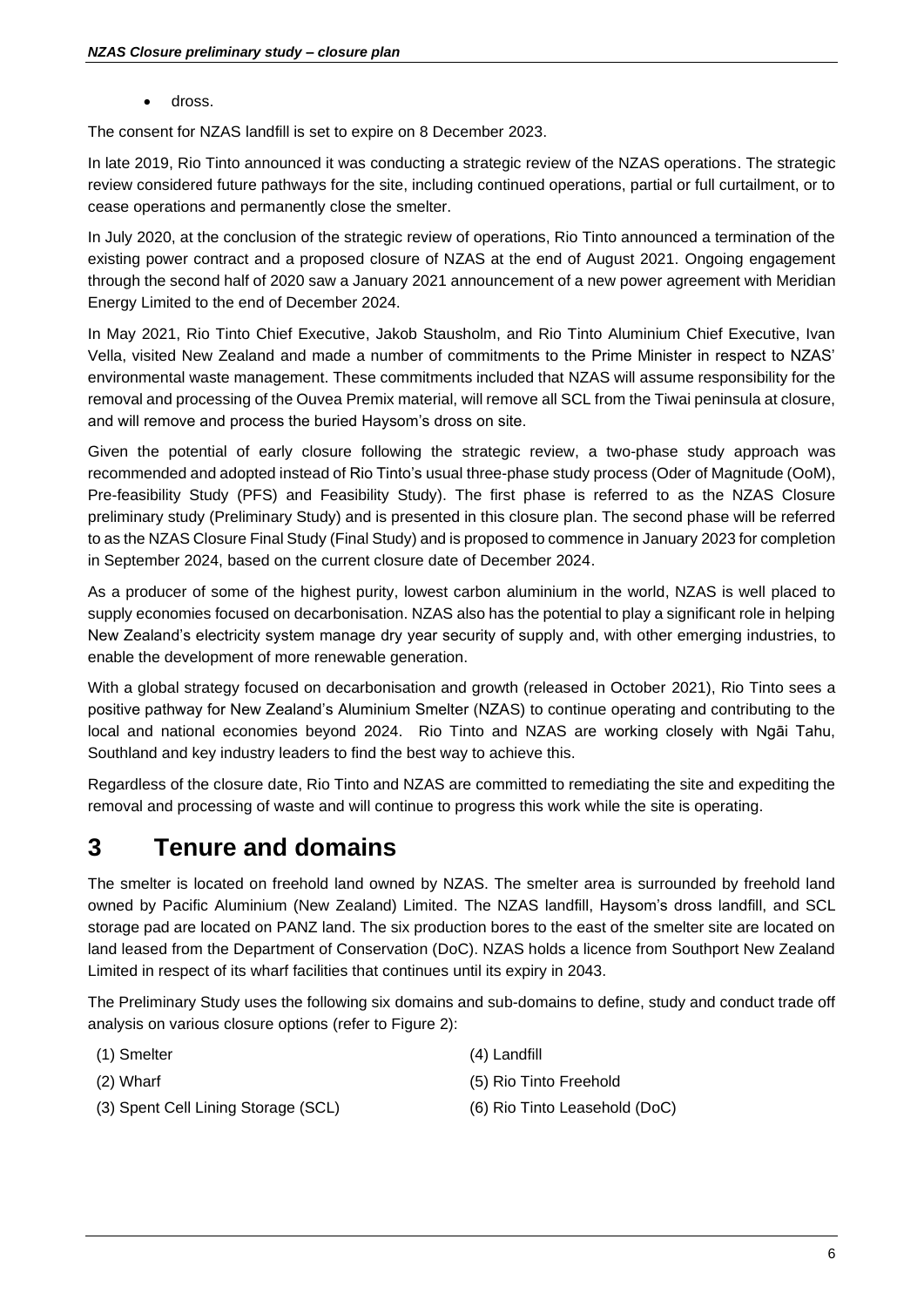- dross.

The consent for NZAS landfill is set to expire on 8 December 2023.

In late 2019, Rio Tinto announced it was conducting a strategic review of the NZAS operations. The strategic review considered future pathways for the site, including continued operations, partial or full curtailment, or to cease operations and permanently close the smelter.

In July 2020, at the conclusion of the strategic review of operations, Rio Tinto announced a termination of the existing power contract and a proposed closure of NZAS at the end of August 2021. Ongoing engagement through the second half of 2020 saw a January 2021 announcement of a new power agreement with Meridian Energy Limited to the end of December 2024.

In May 2021, Rio Tinto Chief Executive, Jakob Stausholm, and Rio Tinto Aluminium Chief Executive, Ivan Vella, visited New Zealand and made a number of commitments to the Prime Minister in respect to NZAS' environmental waste management. These commitments included that NZAS will assume responsibility for the removal and processing of the Ouvea Premix material, will remove all SCL from the Tiwai peninsula at closure, and will remove and process the buried Haysom's dross on site.

Given the potential of early closure following the strategic review, a two-phase study approach was recommended and adopted instead of Rio Tinto's usual three-phase study process (Oder of Magnitude (OoM), Pre-feasibility Study (PFS) and Feasibility Study). The first phase is referred to as the NZAS Closure preliminary study (Preliminary Study) and is presented in this closure plan. The second phase will be referred to as the NZAS Closure Final Study (Final Study) and is proposed to commence in January 2023 for completion in September 2024, based on the current closure date of December 2024.

As a producer of some of the highest purity, lowest carbon aluminium in the world, NZAS is well placed to supply economies focused on decarbonisation. NZAS also has the potential to play a significant role in helping New Zealand's electricity system manage dry year security of supply and, with other emerging industries, to enable the development of more renewable generation.

With a global strategy focused on decarbonisation and growth (released in October 2021), Rio Tinto sees a positive pathway for New Zealand's Aluminium Smelter (NZAS) to continue operating and contributing to the local and national economies beyond 2024. Rio Tinto and NZAS are working closely with Ngāi Tahu, Southland and key industry leaders to find the best way to achieve this.

Regardless of the closure date, Rio Tinto and NZAS are committed to remediating the site and expediting the removal and processing of waste and will continue to progress this work while the site is operating.

# 3 Tenure and domains

The smelter is located on freehold land owned by NZAS. The smelter area is surrounded by freehold land owned by Pacific Aluminium (New Zealand) Limited. The NZAS landfill, Haysom's dross landfill, and SCL storage pad are located on PANZ land. The six production bores to the east of the smelter site are located on land leased from the Department of Conservation (DoC). NZAS holds a licence from Southport New Zealand Limited in respect of its wharf facilities that continues until its expiry in 2043.

The Preliminary Study uses the following six domains and sub-domains to define, study and conduct trade off analysis on various closure options (refer to Figure 2):

(1) Smelter
(2) Wharf
(3) Spent Cell Lining Storage (SCL)
(4) Landfill
(5) Rio Tinto Freehold
(6) Rio Tinto Leasehold (DoC)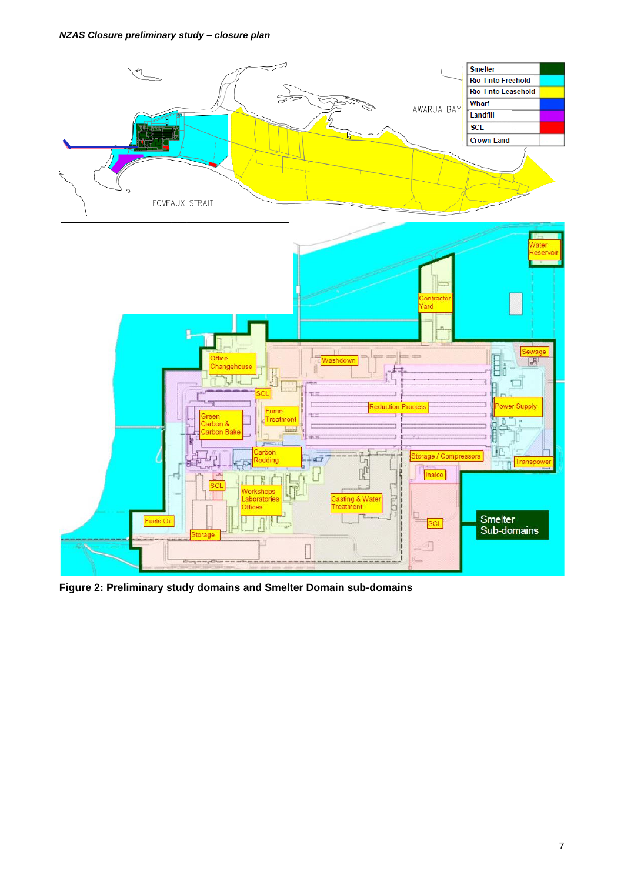Figure 2: Preliminary study domains and Smelter Domain sub-domains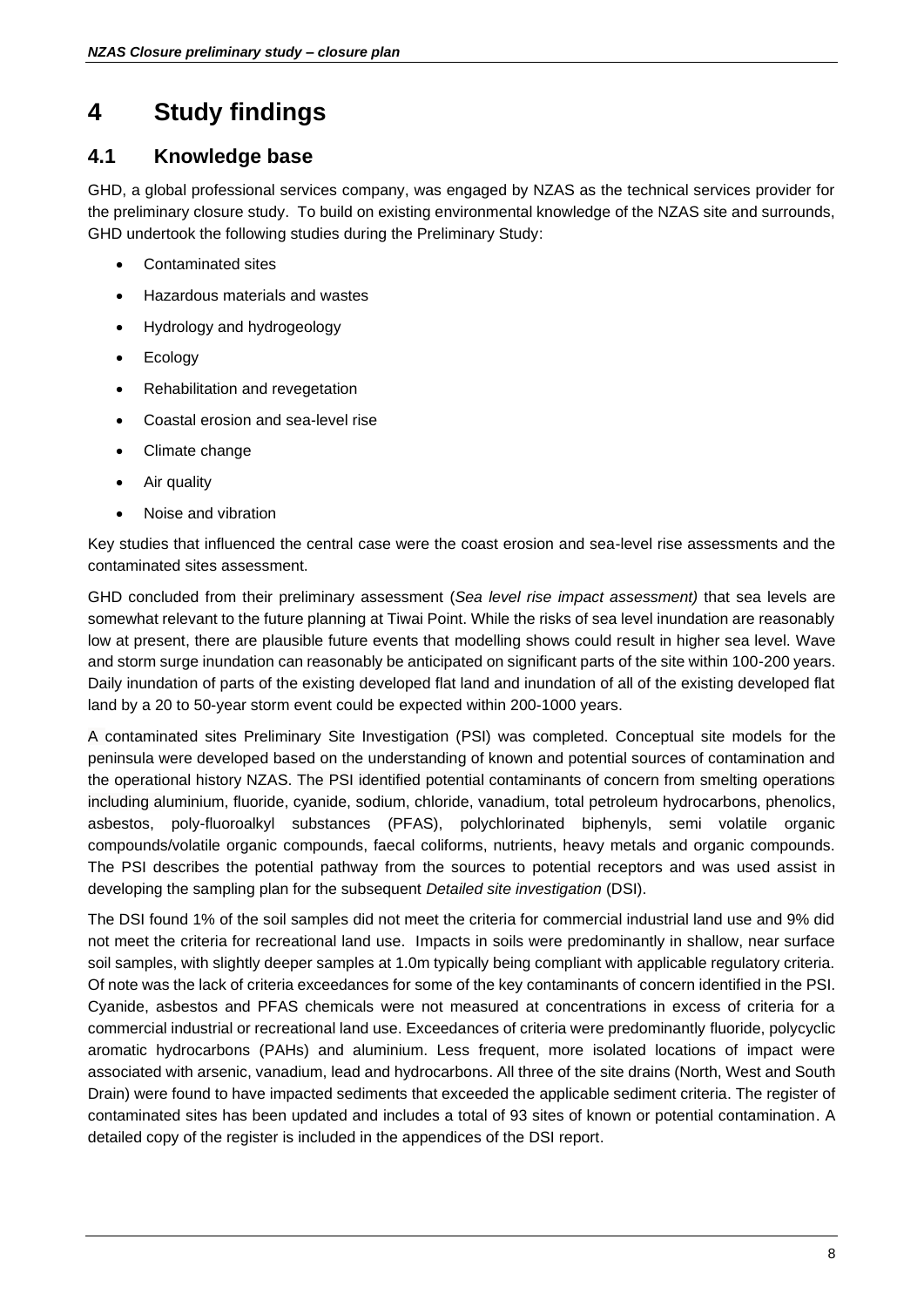# 4 Study findings

## 4.1 Knowledge base

GHD, a global professional services company, was engaged by NZAS as the technical services provider for the preliminary closure study. To build on existing environmental knowledge of the NZAS site and surrounds, GHD undertook the following studies during the Preliminary Study:

- Contaminated sites
- Hazardous materials and wastes
- Hydrology and hydrogeology
- Ecology
- Rehabilitation and revegetation
- Coastal erosion and sea-level rise
- Climate change
- Air quality
- Noise and vibration

Key studies that influenced the central case were the coast erosion and sea-level rise assessments and the contaminated sites assessment.

GHD concluded from their preliminary assessment (*Sea level rise impact assessment)* that sea levels are somewhat relevant to the future planning at Tiwai Point. While the risks of sea level inundation are reasonably low at present, there are plausible future events that modelling shows could result in higher sea level. Wave and storm surge inundation can reasonably be anticipated on significant parts of the site within 100-200 years. Daily inundation of parts of the existing developed flat land and inundation of all of the existing developed flat land by a 20 to 50-year storm event could be expected within 200-1000 years.

A contaminated sites Preliminary Site Investigation (PSI) was completed. Conceptual site models for the peninsula were developed based on the understanding of known and potential sources of contamination and the operational history NZAS. The PSI identified potential contaminants of concern from smelting operations including aluminium, fluoride, cyanide, sodium, chloride, vanadium, total petroleum hydrocarbons, phenolics, asbestos, poly-fluoroalkyl substances (PFAS), polychlorinated biphenyls, semi volatile organic compounds/volatile organic compounds, faecal coliforms, nutrients, heavy metals and organic compounds. The PSI describes the potential pathway from the sources to potential receptors and was used assist in developing the sampling plan for the subsequent *Detailed site investigation* (DSI).

The DSI found 1% of the soil samples did not meet the criteria for commercial industrial land use and 9% did not meet the criteria for recreational land use. Impacts in soils were predominantly in shallow, near surface soil samples, with slightly deeper samples at 1.0m typically being compliant with applicable regulatory criteria. Of note was the lack of criteria exceedances for some of the key contaminants of concern identified in the PSI. Cyanide, asbestos and PFAS chemicals were not measured at concentrations in excess of criteria for a commercial industrial or recreational land use. Exceedances of criteria were predominantly fluoride, polycyclic aromatic hydrocarbons (PAHs) and aluminium. Less frequent, more isolated locations of impact were associated with arsenic, vanadium, lead and hydrocarbons. All three of the site drains (North, West and South Drain) were found to have impacted sediments that exceeded the applicable sediment criteria. The register of contaminated sites has been updated and includes a total of 93 sites of known or potential contamination. A detailed copy of the register is included in the appendices of the DSI report.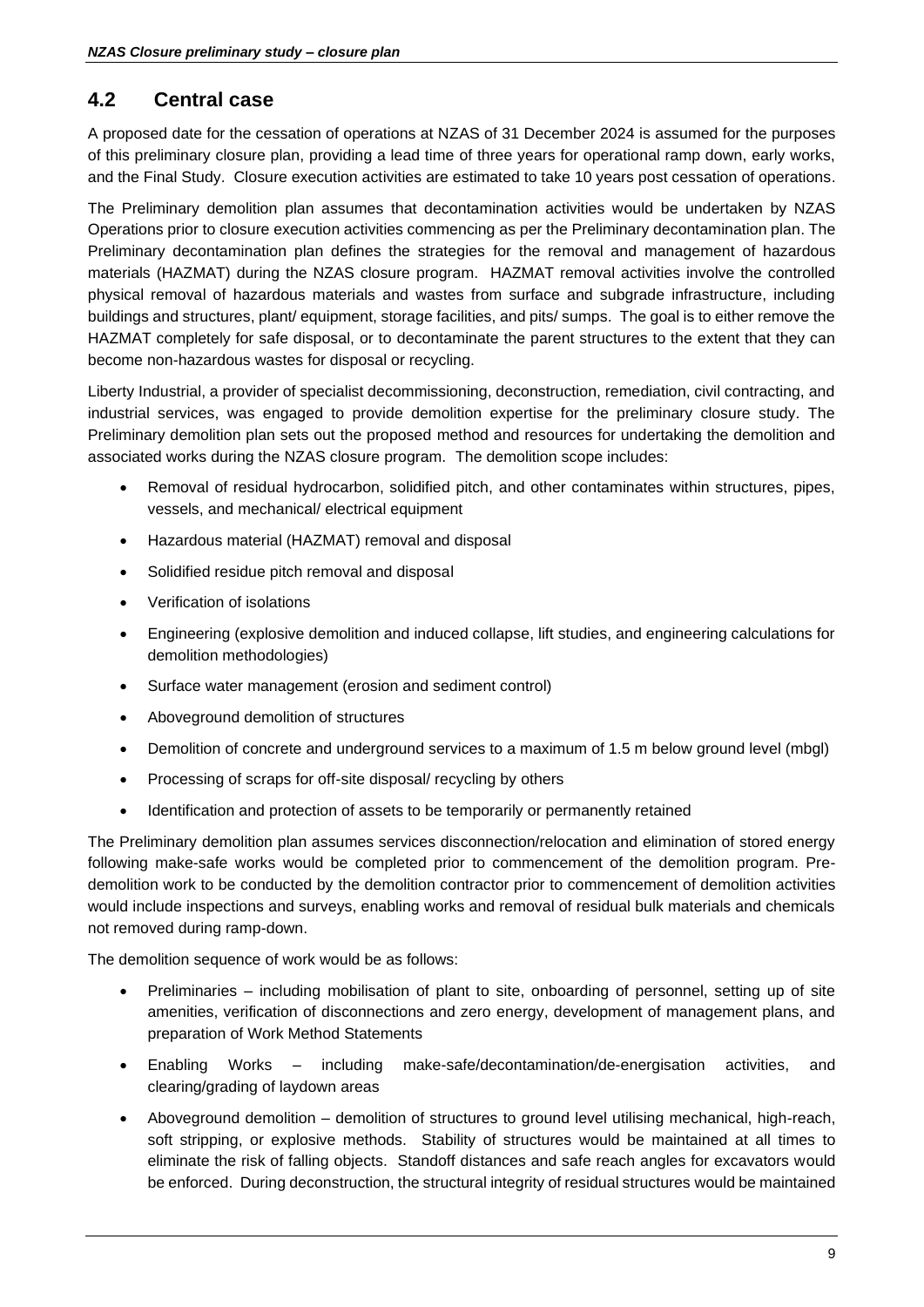## 4.2 Central case

A proposed date for the cessation of operations at NZAS of 31 December 2024 is assumed for the purposes of this preliminary closure plan, providing a lead time of three years for operational ramp down, early works, and the Final Study. Closure execution activities are estimated to take 10 years post cessation of operations.

The Preliminary demolition plan assumes that decontamination activities would be undertaken by NZAS Operations prior to closure execution activities commencing as per the Preliminary decontamination plan. The Preliminary decontamination plan defines the strategies for the removal and management of hazardous materials (HAZMAT) during the NZAS closure program. HAZMAT removal activities involve the controlled physical removal of hazardous materials and wastes from surface and subgrade infrastructure, including buildings and structures, plant/ equipment, storage facilities, and pits/ sumps. The goal is to either remove the HAZMAT completely for safe disposal, or to decontaminate the parent structures to the extent that they can become non-hazardous wastes for disposal or recycling.

Liberty Industrial, a provider of specialist decommissioning, deconstruction, remediation, civil contracting, and industrial services, was engaged to provide demolition expertise for the preliminary closure study. The Preliminary demolition plan sets out the proposed method and resources for undertaking the demolition and associated works during the NZAS closure program. The demolition scope includes:

- Removal of residual hydrocarbon, solidified pitch, and other contaminates within structures, pipes, vessels, and mechanical/ electrical equipment
- Hazardous material (HAZMAT) removal and disposal
- Solidified residue pitch removal and disposal
- Verification of isolations
- Engineering (explosive demolition and induced collapse, lift studies, and engineering calculations for demolition methodologies)
- Surface water management (erosion and sediment control)
- Aboveground demolition of structures
- Demolition of concrete and underground services to a maximum of 1.5 m below ground level (mbgl)
- Processing of scraps for off-site disposal/ recycling by others
- Identification and protection of assets to be temporarily or permanently retained

The Preliminary demolition plan assumes services disconnection/relocation and elimination of stored energy following make-safe works would be completed prior to commencement of the demolition program. Pre-demolition work to be conducted by the demolition contractor prior to commencement of demolition activities would include inspections and surveys, enabling works and removal of residual bulk materials and chemicals not removed during ramp-down.

The demolition sequence of work would be as follows:

- Preliminaries – including mobilisation of plant to site, onboarding of personnel, setting up of site amenities, verification of disconnections and zero energy, development of management plans, and preparation of Work Method Statements
- Enabling Works – including make-safe/decontamination/de-energisation activities, and clearing/grading of laydown areas
- Aboveground demolition – demolition of structures to ground level utilising mechanical, high-reach, soft stripping, or explosive methods. Stability of structures would be maintained at all times to eliminate the risk of falling objects. Standoff distances and safe reach angles for excavators would be enforced. During deconstruction, the structural integrity of residual structures would be maintained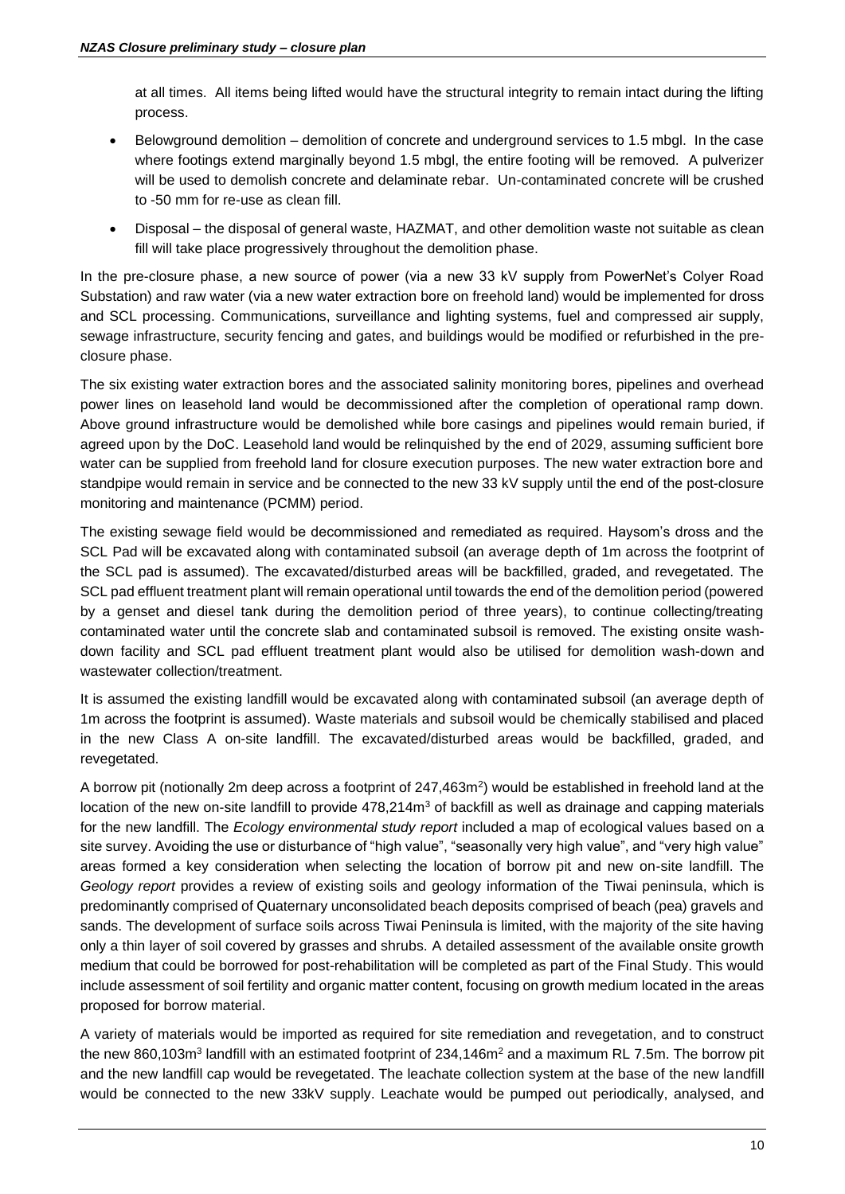at all times. All items being lifted would have the structural integrity to remain intact during the lifting process.

- Belowground demolition – demolition of concrete and underground services to 1.5 mbgl. In the case where footings extend marginally beyond 1.5 mbgl, the entire footing will be removed. A pulverizer will be used to demolish concrete and delaminate rebar. Un-contaminated concrete will be crushed to -50 mm for re-use as clean fill.
- Disposal – the disposal of general waste, HAZMAT, and other demolition waste not suitable as clean fill will take place progressively throughout the demolition phase.

In the pre-closure phase, a new source of power (via a new 33 kV supply from PowerNet's Colyer Road Substation) and raw water (via a new water extraction bore on freehold land) would be implemented for dross and SCL processing. Communications, surveillance and lighting systems, fuel and compressed air supply, sewage infrastructure, security fencing and gates, and buildings would be modified or refurbished in the pre-closure phase.

The six existing water extraction bores and the associated salinity monitoring bores, pipelines and overhead power lines on leasehold land would be decommissioned after the completion of operational ramp down. Above ground infrastructure would be demolished while bore casings and pipelines would remain buried, if agreed upon by the DoC. Leasehold land would be relinquished by the end of 2029, assuming sufficient bore water can be supplied from freehold land for closure execution purposes. The new water extraction bore and standpipe would remain in service and be connected to the new 33 kV supply until the end of the post-closure monitoring and maintenance (PCMM) period.

The existing sewage field would be decommissioned and remediated as required. Haysom's dross and the SCL Pad will be excavated along with contaminated subsoil (an average depth of 1m across the footprint of the SCL pad is assumed). The excavated/disturbed areas will be backfilled, graded, and revegetated. The SCL pad effluent treatment plant will remain operational until towards the end of the demolition period (powered by a genset and diesel tank during the demolition period of three years), to continue collecting/treating contaminated water until the concrete slab and contaminated subsoil is removed. The existing onsite wash-down facility and SCL pad effluent treatment plant would also be utilised for demolition wash-down and wastewater collection/treatment.

It is assumed the existing landfill would be excavated along with contaminated subsoil (an average depth of 1m across the footprint is assumed). Waste materials and subsoil would be chemically stabilised and placed in the new Class A on-site landfill. The excavated/disturbed areas would be backfilled, graded, and revegetated.

A borrow pit (notionally 2m deep across a footprint of 247,463m$^2$) would be established in freehold land at the location of the new on-site landfill to provide 478,214m$^3$ of backfill as well as drainage and capping materials for the new landfill. The *Ecology environmental study report* included a map of ecological values based on a site survey. Avoiding the use or disturbance of "high value", "seasonally very high value", and "very high value" areas formed a key consideration when selecting the location of borrow pit and new on-site landfill. The *Geology report* provides a review of existing soils and geology information of the Tiwai peninsula, which is predominantly comprised of Quaternary unconsolidated beach deposits comprised of beach (pea) gravels and sands. The development of surface soils across Tiwai Peninsula is limited, with the majority of the site having only a thin layer of soil covered by grasses and shrubs. A detailed assessment of the available onsite growth medium that could be borrowed for post-rehabilitation will be completed as part of the Final Study. This would include assessment of soil fertility and organic matter content, focusing on growth medium located in the areas proposed for borrow material.

A variety of materials would be imported as required for site remediation and revegetation, and to construct the new 860,103m$^3$ landfill with an estimated footprint of 234,146m$^2$ and a maximum RL 7.5m. The borrow pit and the new landfill cap would be revegetated. The leachate collection system at the base of the new landfill would be connected to the new 33kV supply. Leachate would be pumped out periodically, analysed, and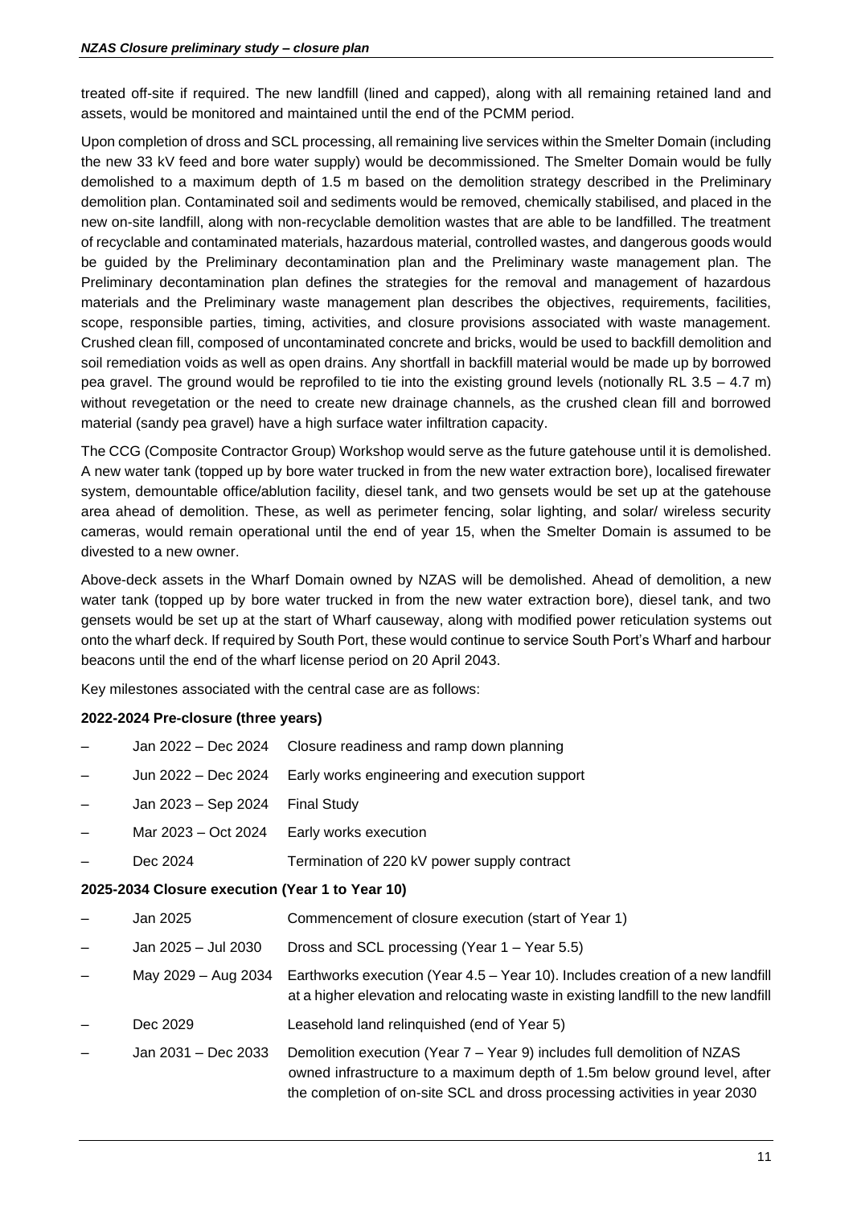treated off-site if required. The new landfill (lined and capped), along with all remaining retained land and assets, would be monitored and maintained until the end of the PCMM period.

Upon completion of dross and SCL processing, all remaining live services within the Smelter Domain (including the new 33 kV feed and bore water supply) would be decommissioned. The Smelter Domain would be fully demolished to a maximum depth of 1.5 m based on the demolition strategy described in the Preliminary demolition plan. Contaminated soil and sediments would be removed, chemically stabilised, and placed in the new on-site landfill, along with non-recyclable demolition wastes that are able to be landfilled. The treatment of recyclable and contaminated materials, hazardous material, controlled wastes, and dangerous goods would be guided by the Preliminary decontamination plan and the Preliminary waste management plan. The Preliminary decontamination plan defines the strategies for the removal and management of hazardous materials and the Preliminary waste management plan describes the objectives, requirements, facilities, scope, responsible parties, timing, activities, and closure provisions associated with waste management. Crushed clean fill, composed of uncontaminated concrete and bricks, would be used to backfill demolition and soil remediation voids as well as open drains. Any shortfall in backfill material would be made up by borrowed pea gravel. The ground would be reprofiled to tie into the existing ground levels (notionally RL 3.5 – 4.7 m) without revegetation or the need to create new drainage channels, as the crushed clean fill and borrowed material (sandy pea gravel) have a high surface water infiltration capacity.

The CCG (Composite Contractor Group) Workshop would serve as the future gatehouse until it is demolished. A new water tank (topped up by bore water trucked in from the new water extraction bore), localised firewater system, demountable office/ablution facility, diesel tank, and two gensets would be set up at the gatehouse area ahead of demolition. These, as well as perimeter fencing, solar lighting, and solar/ wireless security cameras, would remain operational until the end of year 15, when the Smelter Domain is assumed to be divested to a new owner.

Above-deck assets in the Wharf Domain owned by NZAS will be demolished. Ahead of demolition, a new water tank (topped up by bore water trucked in from the new water extraction bore), diesel tank, and two gensets would be set up at the start of Wharf causeway, along with modified power reticulation systems out onto the wharf deck. If required by South Port, these would continue to service South Port's Wharf and harbour beacons until the end of the wharf license period on 20 April 2043.

Key milestones associated with the central case are as follows:

**2022-2024 Pre-closure (three years)**

- Jan 2022 – Dec 2024 Closure readiness and ramp down planning
- Jun 2022 – Dec 2024 Early works engineering and execution support
- Jan 2023 – Sep 2024 Final Study
- Mar 2023 – Oct 2024 Early works execution
- Dec 2024 Termination of 220 kV power supply contract

**2025-2034 Closure execution (Year 1 to Year 10)**

- Jan 2025 Commencement of closure execution (start of Year 1)
- Jan 2025 – Jul 2030 Dross and SCL processing (Year 1 – Year 5.5)
- May 2029 – Aug 2034 Earthworks execution (Year 4.5 – Year 10). Includes creation of a new landfill at a higher elevation and relocating waste in existing landfill to the new landfill
- Dec 2029 Leasehold land relinquished (end of Year 5)
- Jan 2031 – Dec 2033 Demolition execution (Year 7 – Year 9) includes full demolition of NZAS owned infrastructure to a maximum depth of 1.5m below ground level, after the completion of on-site SCL and dross processing activities in year 2030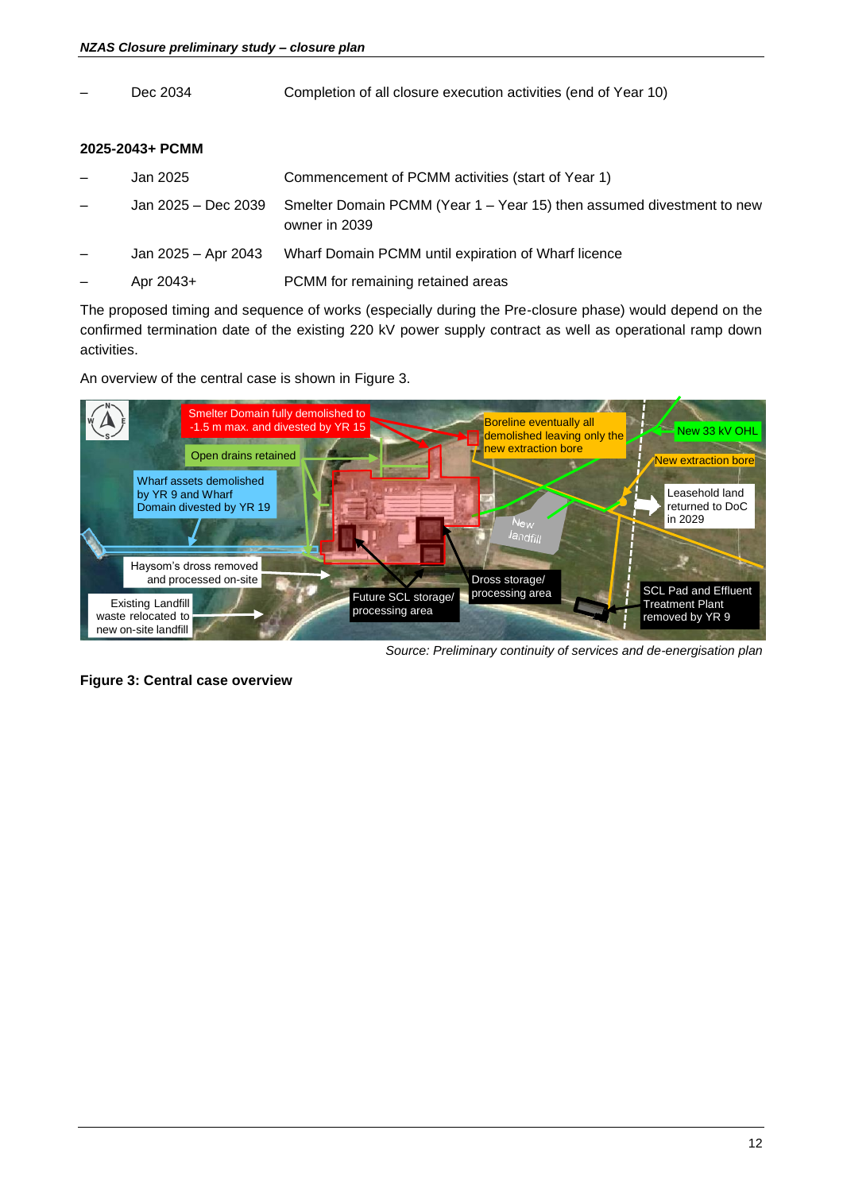- Dec 2034 — Completion of all closure execution activities (end of Year 10)

**2025-2043+ PCMM**

- Jan 2025 — Commencement of PCMM activities (start of Year 1)
- Jan 2025 – Dec 2039 — Smelter Domain PCMM (Year 1 – Year 15) then assumed divestment to new owner in 2039
- Jan 2025 – Apr 2043 — Wharf Domain PCMM until expiration of Wharf licence
- Apr 2043+ — PCMM for remaining retained areas

The proposed timing and sequence of works (especially during the Pre-closure phase) would depend on the confirmed termination date of the existing 220 kV power supply contract as well as operational ramp down activities.

An overview of the central case is shown in Figure 3.

*Source: Preliminary continuity of services and de-energisation plan*

**Figure 3: Central case overview**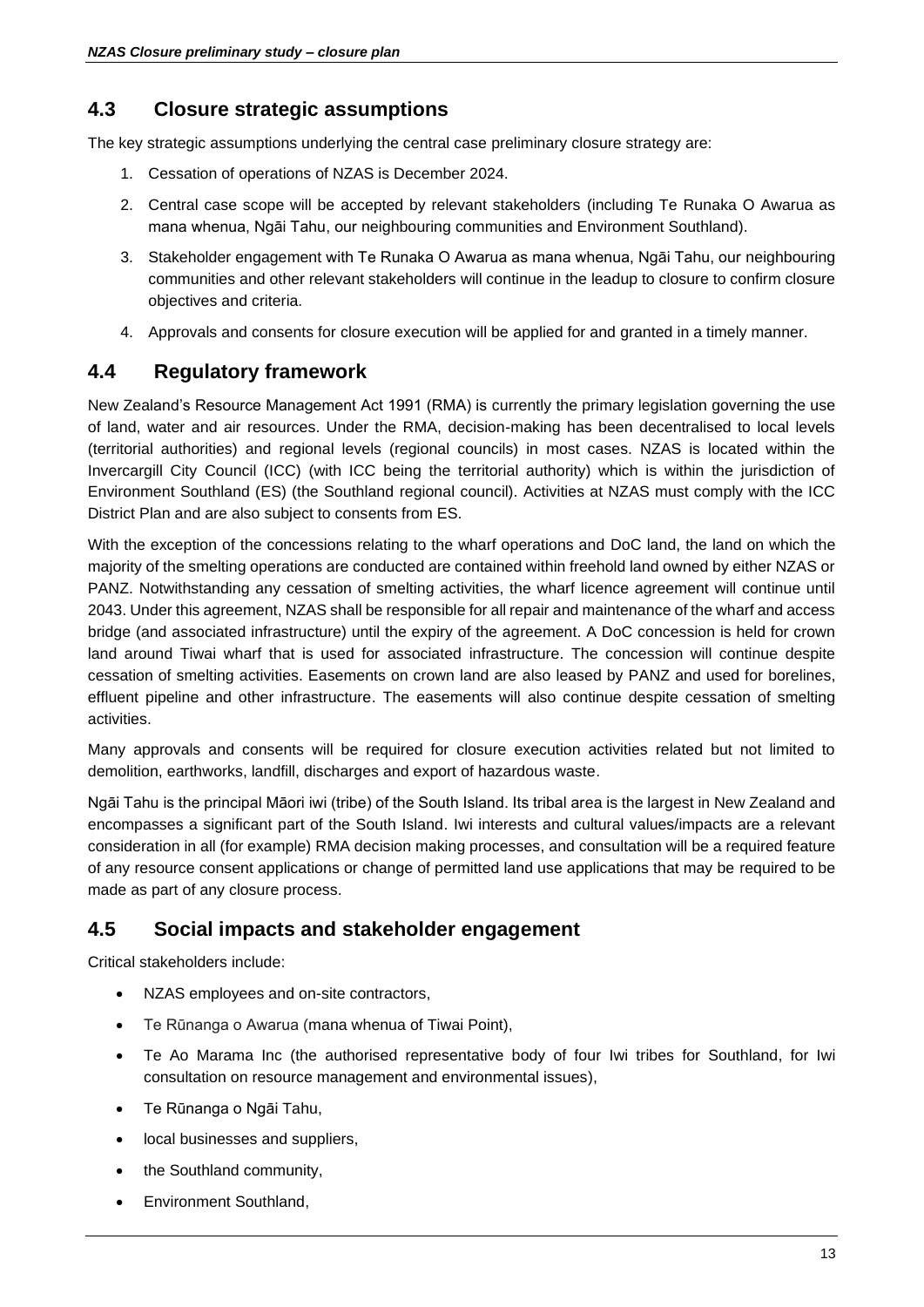## 4.3 Closure strategic assumptions

The key strategic assumptions underlying the central case preliminary closure strategy are:

1. Cessation of operations of NZAS is December 2024.
2. Central case scope will be accepted by relevant stakeholders (including Te Runaka O Awarua as mana whenua, Ngāi Tahu, our neighbouring communities and Environment Southland).
3. Stakeholder engagement with Te Runaka O Awarua as mana whenua, Ngāi Tahu, our neighbouring communities and other relevant stakeholders will continue in the leadup to closure to confirm closure objectives and criteria.
4. Approvals and consents for closure execution will be applied for and granted in a timely manner.

## 4.4 Regulatory framework

New Zealand's Resource Management Act 1991 (RMA) is currently the primary legislation governing the use of land, water and air resources. Under the RMA, decision-making has been decentralised to local levels (territorial authorities) and regional levels (regional councils) in most cases. NZAS is located within the Invercargill City Council (ICC) (with ICC being the territorial authority) which is within the jurisdiction of Environment Southland (ES) (the Southland regional council). Activities at NZAS must comply with the ICC District Plan and are also subject to consents from ES.

With the exception of the concessions relating to the wharf operations and DoC land, the land on which the majority of the smelting operations are conducted are contained within freehold land owned by either NZAS or PANZ. Notwithstanding any cessation of smelting activities, the wharf licence agreement will continue until 2043. Under this agreement, NZAS shall be responsible for all repair and maintenance of the wharf and access bridge (and associated infrastructure) until the expiry of the agreement. A DoC concession is held for crown land around Tiwai wharf that is used for associated infrastructure. The concession will continue despite cessation of smelting activities. Easements on crown land are also leased by PANZ and used for borelines, effluent pipeline and other infrastructure. The easements will also continue despite cessation of smelting activities.

Many approvals and consents will be required for closure execution activities related but not limited to demolition, earthworks, landfill, discharges and export of hazardous waste.

Ngāi Tahu is the principal Māori iwi (tribe) of the South Island. Its tribal area is the largest in New Zealand and encompasses a significant part of the South Island. Iwi interests and cultural values/impacts are a relevant consideration in all (for example) RMA decision making processes, and consultation will be a required feature of any resource consent applications or change of permitted land use applications that may be required to be made as part of any closure process.

## 4.5 Social impacts and stakeholder engagement

Critical stakeholders include:

- NZAS employees and on-site contractors,
- Te Rūnanga o Awarua (mana whenua of Tiwai Point),
- Te Ao Marama Inc (the authorised representative body of four Iwi tribes for Southland, for Iwi consultation on resource management and environmental issues),
- Te Rūnanga o Ngāi Tahu,
- local businesses and suppliers,
- the Southland community,
- Environment Southland,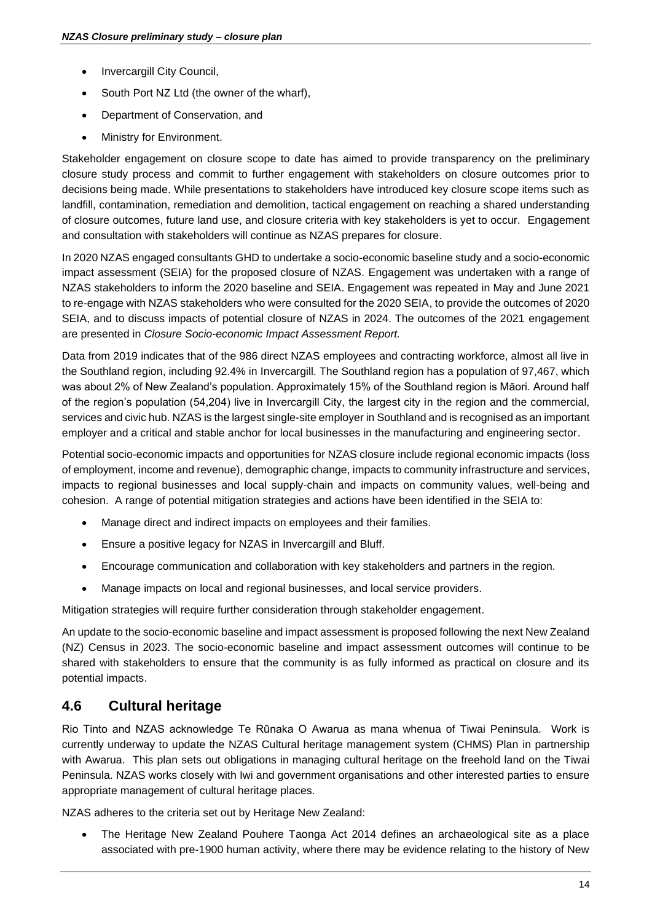- Invercargill City Council,
- South Port NZ Ltd (the owner of the wharf),
- Department of Conservation, and
- Ministry for Environment.

Stakeholder engagement on closure scope to date has aimed to provide transparency on the preliminary closure study process and commit to further engagement with stakeholders on closure outcomes prior to decisions being made. While presentations to stakeholders have introduced key closure scope items such as landfill, contamination, remediation and demolition, tactical engagement on reaching a shared understanding of closure outcomes, future land use, and closure criteria with key stakeholders is yet to occur. Engagement and consultation with stakeholders will continue as NZAS prepares for closure.

In 2020 NZAS engaged consultants GHD to undertake a socio-economic baseline study and a socio-economic impact assessment (SEIA) for the proposed closure of NZAS. Engagement was undertaken with a range of NZAS stakeholders to inform the 2020 baseline and SEIA. Engagement was repeated in May and June 2021 to re-engage with NZAS stakeholders who were consulted for the 2020 SEIA, to provide the outcomes of 2020 SEIA, and to discuss impacts of potential closure of NZAS in 2024. The outcomes of the 2021 engagement are presented in *Closure Socio-economic Impact Assessment Report.*

Data from 2019 indicates that of the 986 direct NZAS employees and contracting workforce, almost all live in the Southland region, including 92.4% in Invercargill. The Southland region has a population of 97,467, which was about 2% of New Zealand's population. Approximately 15% of the Southland region is Māori. Around half of the region's population (54,204) live in Invercargill City, the largest city in the region and the commercial, services and civic hub. NZAS is the largest single-site employer in Southland and is recognised as an important employer and a critical and stable anchor for local businesses in the manufacturing and engineering sector.

Potential socio-economic impacts and opportunities for NZAS closure include regional economic impacts (loss of employment, income and revenue), demographic change, impacts to community infrastructure and services, impacts to regional businesses and local supply-chain and impacts on community values, well-being and cohesion. A range of potential mitigation strategies and actions have been identified in the SEIA to:

- Manage direct and indirect impacts on employees and their families.
- Ensure a positive legacy for NZAS in Invercargill and Bluff.
- Encourage communication and collaboration with key stakeholders and partners in the region.
- Manage impacts on local and regional businesses, and local service providers.

Mitigation strategies will require further consideration through stakeholder engagement.

An update to the socio-economic baseline and impact assessment is proposed following the next New Zealand (NZ) Census in 2023. The socio-economic baseline and impact assessment outcomes will continue to be shared with stakeholders to ensure that the community is as fully informed as practical on closure and its potential impacts.

## 4.6 Cultural heritage

Rio Tinto and NZAS acknowledge Te Rūnaka O Awarua as mana whenua of Tiwai Peninsula. Work is currently underway to update the NZAS Cultural heritage management system (CHMS) Plan in partnership with Awarua. This plan sets out obligations in managing cultural heritage on the freehold land on the Tiwai Peninsula. NZAS works closely with Iwi and government organisations and other interested parties to ensure appropriate management of cultural heritage places.

NZAS adheres to the criteria set out by Heritage New Zealand:

- The Heritage New Zealand Pouhere Taonga Act 2014 defines an archaeological site as a place associated with pre-1900 human activity, where there may be evidence relating to the history of New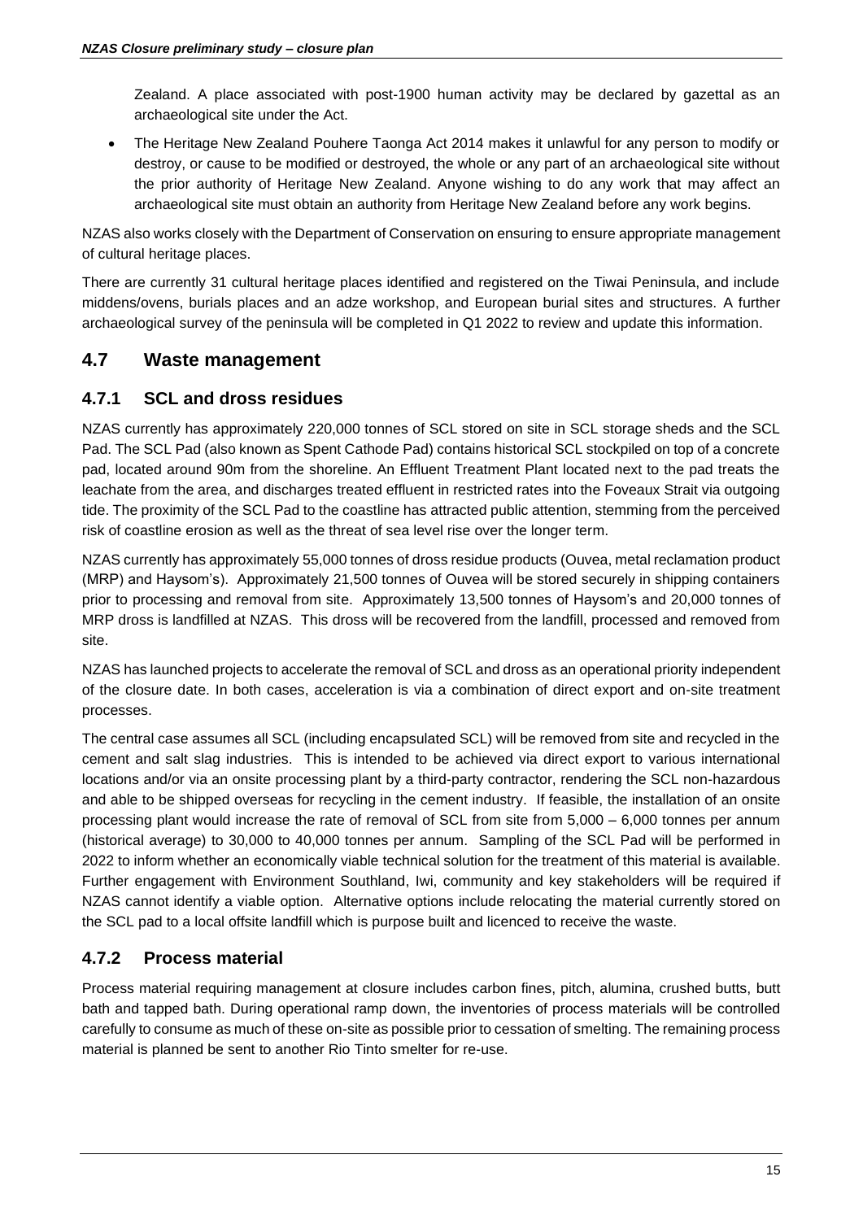Zealand. A place associated with post-1900 human activity may be declared by gazettal as an archaeological site under the Act.

- The Heritage New Zealand Pouhere Taonga Act 2014 makes it unlawful for any person to modify or destroy, or cause to be modified or destroyed, the whole or any part of an archaeological site without the prior authority of Heritage New Zealand. Anyone wishing to do any work that may affect an archaeological site must obtain an authority from Heritage New Zealand before any work begins.

NZAS also works closely with the Department of Conservation on ensuring to ensure appropriate management of cultural heritage places.

There are currently 31 cultural heritage places identified and registered on the Tiwai Peninsula, and include middens/ovens, burials places and an adze workshop, and European burial sites and structures. A further archaeological survey of the peninsula will be completed in Q1 2022 to review and update this information.

## 4.7 Waste management

### 4.7.1 SCL and dross residues

NZAS currently has approximately 220,000 tonnes of SCL stored on site in SCL storage sheds and the SCL Pad. The SCL Pad (also known as Spent Cathode Pad) contains historical SCL stockpiled on top of a concrete pad, located around 90m from the shoreline. An Effluent Treatment Plant located next to the pad treats the leachate from the area, and discharges treated effluent in restricted rates into the Foveaux Strait via outgoing tide. The proximity of the SCL Pad to the coastline has attracted public attention, stemming from the perceived risk of coastline erosion as well as the threat of sea level rise over the longer term.

NZAS currently has approximately 55,000 tonnes of dross residue products (Ouvea, metal reclamation product (MRP) and Haysom's). Approximately 21,500 tonnes of Ouvea will be stored securely in shipping containers prior to processing and removal from site. Approximately 13,500 tonnes of Haysom's and 20,000 tonnes of MRP dross is landfilled at NZAS. This dross will be recovered from the landfill, processed and removed from site.

NZAS has launched projects to accelerate the removal of SCL and dross as an operational priority independent of the closure date. In both cases, acceleration is via a combination of direct export and on-site treatment processes.

The central case assumes all SCL (including encapsulated SCL) will be removed from site and recycled in the cement and salt slag industries. This is intended to be achieved via direct export to various international locations and/or via an onsite processing plant by a third-party contractor, rendering the SCL non-hazardous and able to be shipped overseas for recycling in the cement industry. If feasible, the installation of an onsite processing plant would increase the rate of removal of SCL from site from 5,000 – 6,000 tonnes per annum (historical average) to 30,000 to 40,000 tonnes per annum. Sampling of the SCL Pad will be performed in 2022 to inform whether an economically viable technical solution for the treatment of this material is available. Further engagement with Environment Southland, Iwi, community and key stakeholders will be required if NZAS cannot identify a viable option. Alternative options include relocating the material currently stored on the SCL pad to a local offsite landfill which is purpose built and licenced to receive the waste.

### 4.7.2 Process material

Process material requiring management at closure includes carbon fines, pitch, alumina, crushed butts, butt bath and tapped bath. During operational ramp down, the inventories of process materials will be controlled carefully to consume as much of these on-site as possible prior to cessation of smelting. The remaining process material is planned be sent to another Rio Tinto smelter for re-use.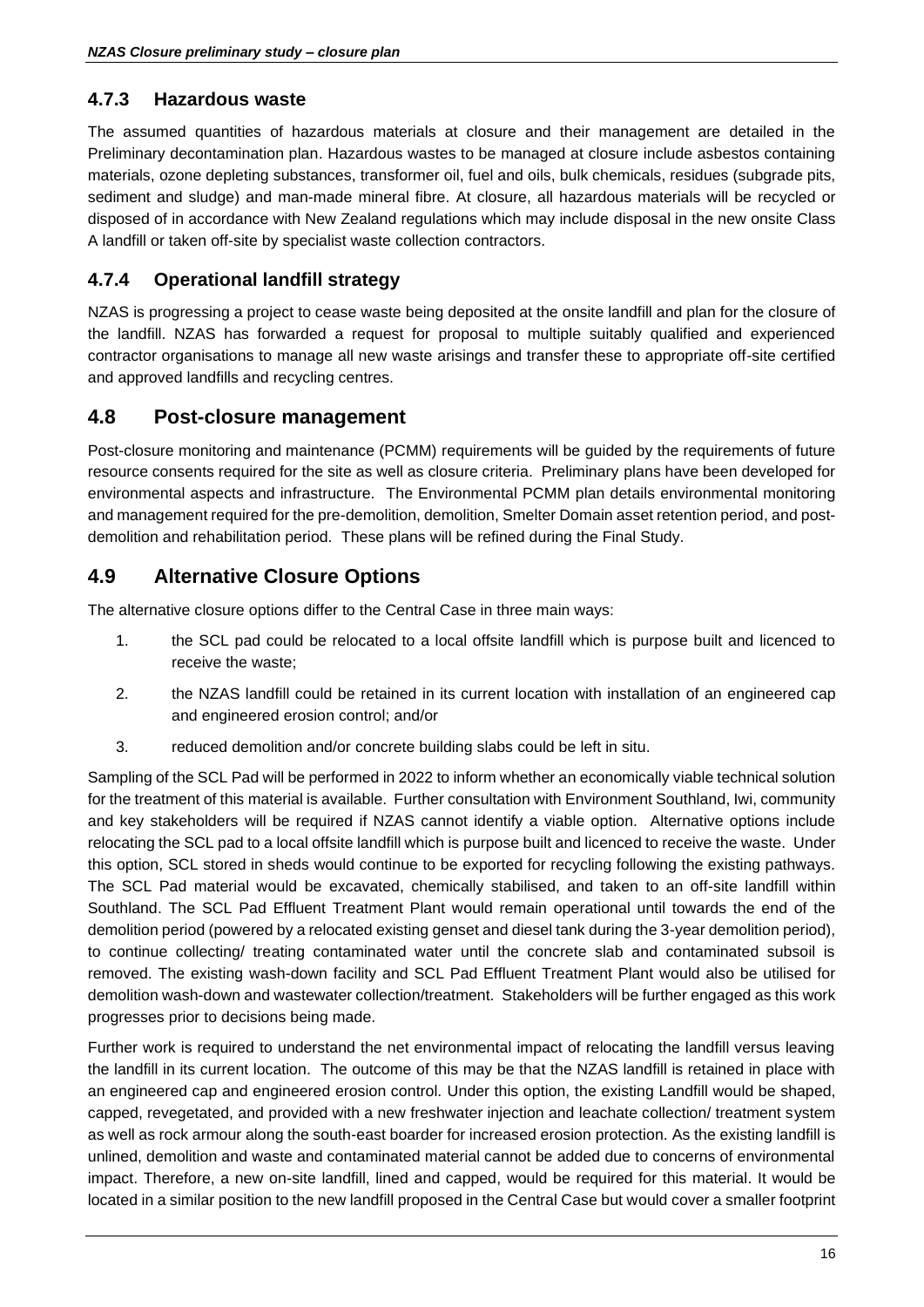### 4.7.3 Hazardous waste

The assumed quantities of hazardous materials at closure and their management are detailed in the Preliminary decontamination plan. Hazardous wastes to be managed at closure include asbestos containing materials, ozone depleting substances, transformer oil, fuel and oils, bulk chemicals, residues (subgrade pits, sediment and sludge) and man-made mineral fibre. At closure, all hazardous materials will be recycled or disposed of in accordance with New Zealand regulations which may include disposal in the new onsite Class A landfill or taken off-site by specialist waste collection contractors.

### 4.7.4 Operational landfill strategy

NZAS is progressing a project to cease waste being deposited at the onsite landfill and plan for the closure of the landfill. NZAS has forwarded a request for proposal to multiple suitably qualified and experienced contractor organisations to manage all new waste arisings and transfer these to appropriate off-site certified and approved landfills and recycling centres.

## 4.8 Post-closure management

Post-closure monitoring and maintenance (PCMM) requirements will be guided by the requirements of future resource consents required for the site as well as closure criteria. Preliminary plans have been developed for environmental aspects and infrastructure. The Environmental PCMM plan details environmental monitoring and management required for the pre-demolition, demolition, Smelter Domain asset retention period, and post-demolition and rehabilitation period. These plans will be refined during the Final Study.

## 4.9 Alternative Closure Options

The alternative closure options differ to the Central Case in three main ways:

1. the SCL pad could be relocated to a local offsite landfill which is purpose built and licenced to receive the waste;
2. the NZAS landfill could be retained in its current location with installation of an engineered cap and engineered erosion control; and/or
3. reduced demolition and/or concrete building slabs could be left in situ.

Sampling of the SCL Pad will be performed in 2022 to inform whether an economically viable technical solution for the treatment of this material is available. Further consultation with Environment Southland, Iwi, community and key stakeholders will be required if NZAS cannot identify a viable option. Alternative options include relocating the SCL pad to a local offsite landfill which is purpose built and licenced to receive the waste. Under this option, SCL stored in sheds would continue to be exported for recycling following the existing pathways. The SCL Pad material would be excavated, chemically stabilised, and taken to an off-site landfill within Southland. The SCL Pad Effluent Treatment Plant would remain operational until towards the end of the demolition period (powered by a relocated existing genset and diesel tank during the 3-year demolition period), to continue collecting/ treating contaminated water until the concrete slab and contaminated subsoil is removed. The existing wash-down facility and SCL Pad Effluent Treatment Plant would also be utilised for demolition wash-down and wastewater collection/treatment. Stakeholders will be further engaged as this work progresses prior to decisions being made.

Further work is required to understand the net environmental impact of relocating the landfill versus leaving the landfill in its current location. The outcome of this may be that the NZAS landfill is retained in place with an engineered cap and engineered erosion control. Under this option, the existing Landfill would be shaped, capped, revegetated, and provided with a new freshwater injection and leachate collection/ treatment system as well as rock armour along the south-east boarder for increased erosion protection. As the existing landfill is unlined, demolition and waste and contaminated material cannot be added due to concerns of environmental impact. Therefore, a new on-site landfill, lined and capped, would be required for this material. It would be located in a similar position to the new landfill proposed in the Central Case but would cover a smaller footprint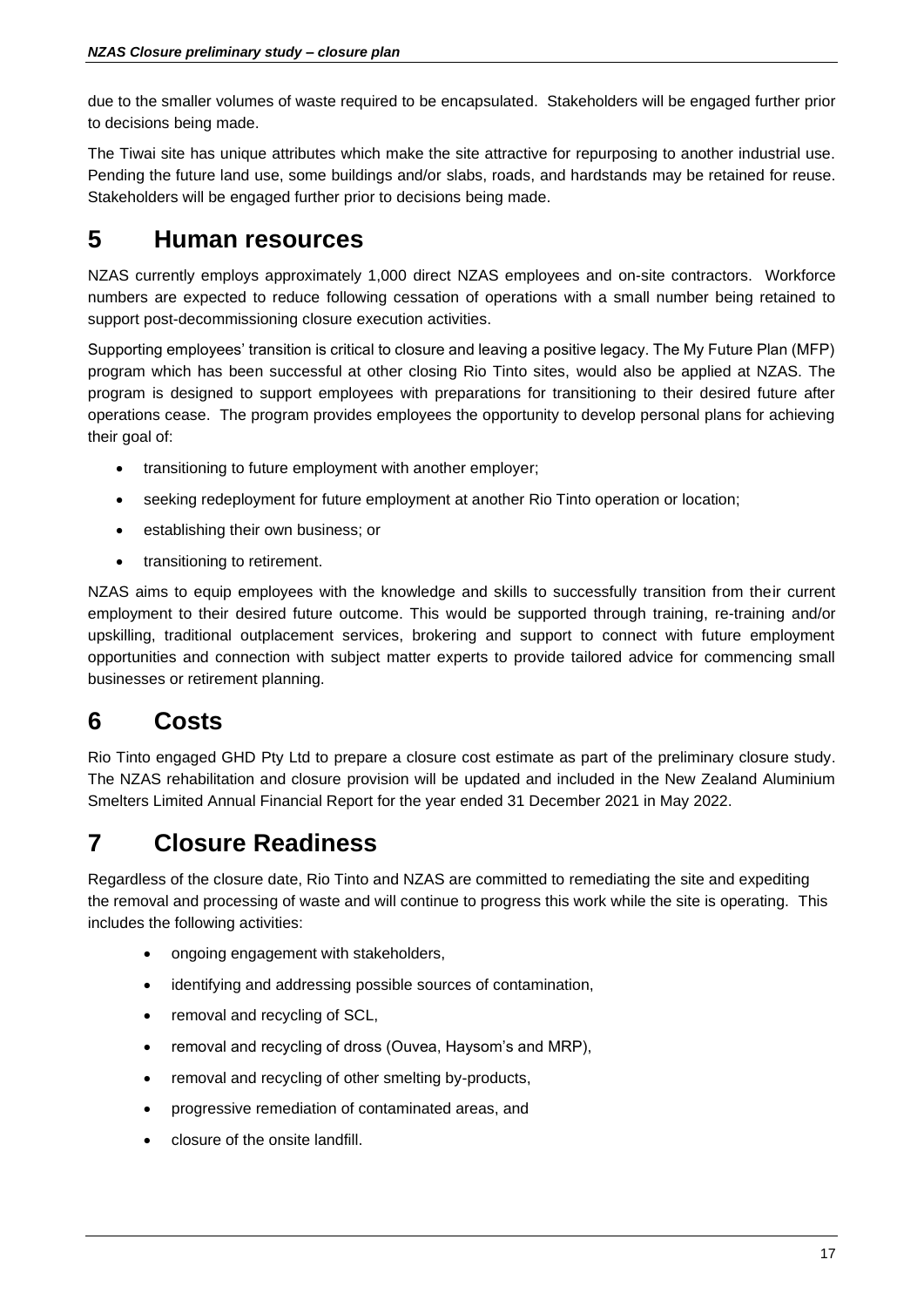due to the smaller volumes of waste required to be encapsulated. Stakeholders will be engaged further prior to decisions being made.

The Tiwai site has unique attributes which make the site attractive for repurposing to another industrial use. Pending the future land use, some buildings and/or slabs, roads, and hardstands may be retained for reuse. Stakeholders will be engaged further prior to decisions being made.

# 5 Human resources

NZAS currently employs approximately 1,000 direct NZAS employees and on-site contractors. Workforce numbers are expected to reduce following cessation of operations with a small number being retained to support post-decommissioning closure execution activities.

Supporting employees' transition is critical to closure and leaving a positive legacy. The My Future Plan (MFP) program which has been successful at other closing Rio Tinto sites, would also be applied at NZAS. The program is designed to support employees with preparations for transitioning to their desired future after operations cease. The program provides employees the opportunity to develop personal plans for achieving their goal of:

- transitioning to future employment with another employer;
- seeking redeployment for future employment at another Rio Tinto operation or location;
- establishing their own business; or
- transitioning to retirement.

NZAS aims to equip employees with the knowledge and skills to successfully transition from their current employment to their desired future outcome. This would be supported through training, re-training and/or upskilling, traditional outplacement services, brokering and support to connect with future employment opportunities and connection with subject matter experts to provide tailored advice for commencing small businesses or retirement planning.

# 6 Costs

Rio Tinto engaged GHD Pty Ltd to prepare a closure cost estimate as part of the preliminary closure study. The NZAS rehabilitation and closure provision will be updated and included in the New Zealand Aluminium Smelters Limited Annual Financial Report for the year ended 31 December 2021 in May 2022.

# 7 Closure Readiness

Regardless of the closure date, Rio Tinto and NZAS are committed to remediating the site and expediting the removal and processing of waste and will continue to progress this work while the site is operating. This includes the following activities:

- ongoing engagement with stakeholders,
- identifying and addressing possible sources of contamination,
- removal and recycling of SCL,
- removal and recycling of dross (Ouvea, Haysom's and MRP),
- removal and recycling of other smelting by-products,
- progressive remediation of contaminated areas, and
- closure of the onsite landfill.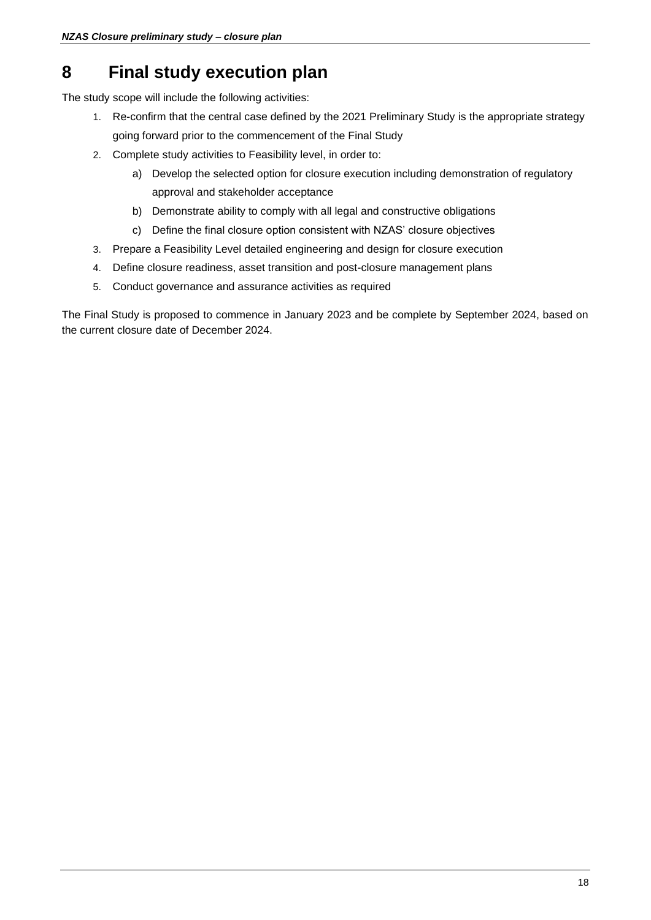# 8 Final study execution plan

The study scope will include the following activities:

1. Re-confirm that the central case defined by the 2021 Preliminary Study is the appropriate strategy going forward prior to the commencement of the Final Study
2. Complete study activities to Feasibility level, in order to:
   a) Develop the selected option for closure execution including demonstration of regulatory approval and stakeholder acceptance
   b) Demonstrate ability to comply with all legal and constructive obligations
   c) Define the final closure option consistent with NZAS' closure objectives
3. Prepare a Feasibility Level detailed engineering and design for closure execution
4. Define closure readiness, asset transition and post-closure management plans
5. Conduct governance and assurance activities as required

The Final Study is proposed to commence in January 2023 and be complete by September 2024, based on the current closure date of December 2024.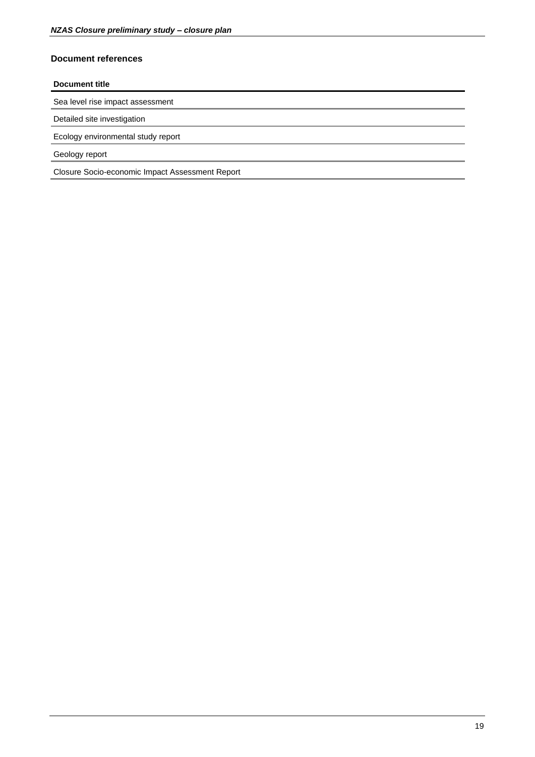## Document references

| Document title |
|---|
| Sea level rise impact assessment |
| Detailed site investigation |
| Ecology environmental study report |
| Geology report |
| Closure Socio-economic Impact Assessment Report |